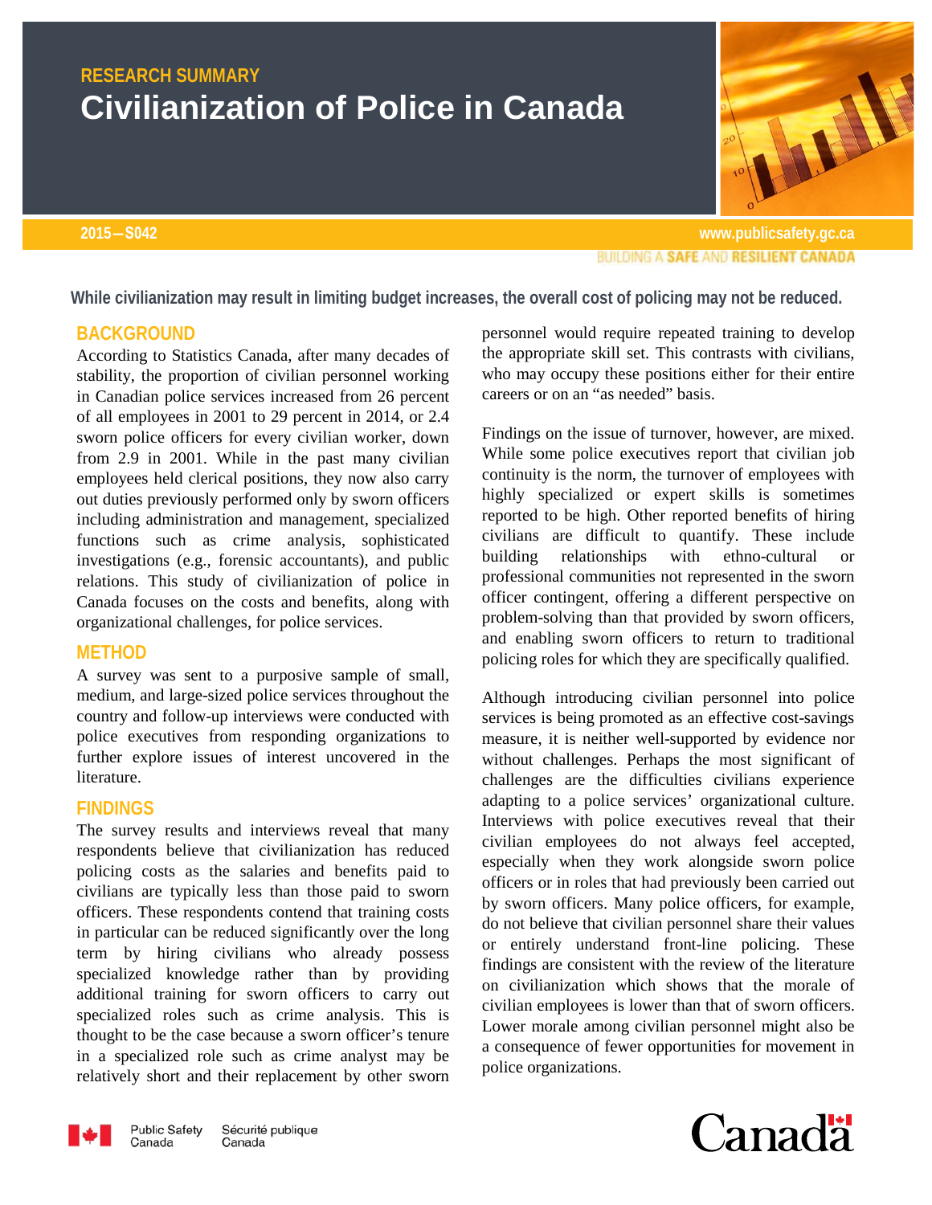RESEARCH SUMMARY

# Civilianization of Police in Canada

2015—S042

**While civilianization may result in limiting budget increases, the overall cost of policing may not be reduced.**

## BACKGROUND

According to Statistics Canada, after many decades of stability, the proportion of civilian personnel working in Canadian police services increased from 26 percent of all employees in 2001 to 29 percent in 2014, or 2.4 sworn police officers for every civilian worker, down from 2.9 in 2001. While in the past many civilian employees held clerical positions, they now also carry out duties previously performed only by sworn officers including administration and management, specialized functions such as crime analysis, sophisticated investigations (e.g., forensic accountants), and public relations. This study of civilianization of police in Canada focuses on the costs and benefits, along with organizational challenges, for police services.

## METHOD

A survey was sent to a purposive sample of small, medium, and large-sized police services throughout the country and follow-up interviews were conducted with police executives from responding organizations to further explore issues of interest uncovered in the literature.

## FINDINGS

The survey results and interviews reveal that many respondents believe that civilianization has reduced policing costs as the salaries and benefits paid to civilians are typically less than those paid to sworn officers. These respondents contend that training costs in particular can be reduced significantly over the long term by hiring civilians who already possess specialized knowledge rather than by providing additional training for sworn officers to carry out specialized roles such as crime analysis. This is thought to be the case because a sworn officer's tenure in a specialized role such as crime analyst may be relatively short and their replacement by other sworn personnel would require repeated training to develop the appropriate skill set. This contrasts with civilians, who may occupy these positions either for their entire careers or on an "as needed" basis.

Findings on the issue of turnover, however, are mixed. While some police executives report that civilian job continuity is the norm, the turnover of employees with highly specialized or expert skills is sometimes reported to be high. Other reported benefits of hiring civilians are difficult to quantify. These include building relationships with ethno-cultural or professional communities not represented in the sworn officer contingent, offering a different perspective on problem-solving than that provided by sworn officers, and enabling sworn officers to return to traditional policing roles for which they are specifically qualified.

Although introducing civilian personnel into police services is being promoted as an effective cost-savings measure, it is neither well-supported by evidence nor without challenges. Perhaps the most significant of challenges are the difficulties civilians experience adapting to a police services' organizational culture. Interviews with police executives reveal that their civilian employees do not always feel accepted, especially when they work alongside sworn police officers or in roles that had previously been carried out by sworn officers. Many police officers, for example, do not believe that civilian personnel share their values or entirely understand front-line policing. These findings are consistent with the review of the literature on civilianization which shows that the morale of civilian employees is lower than that of sworn officers. Lower morale among civilian personnel might also be a consequence of fewer opportunities for movement in police organizations.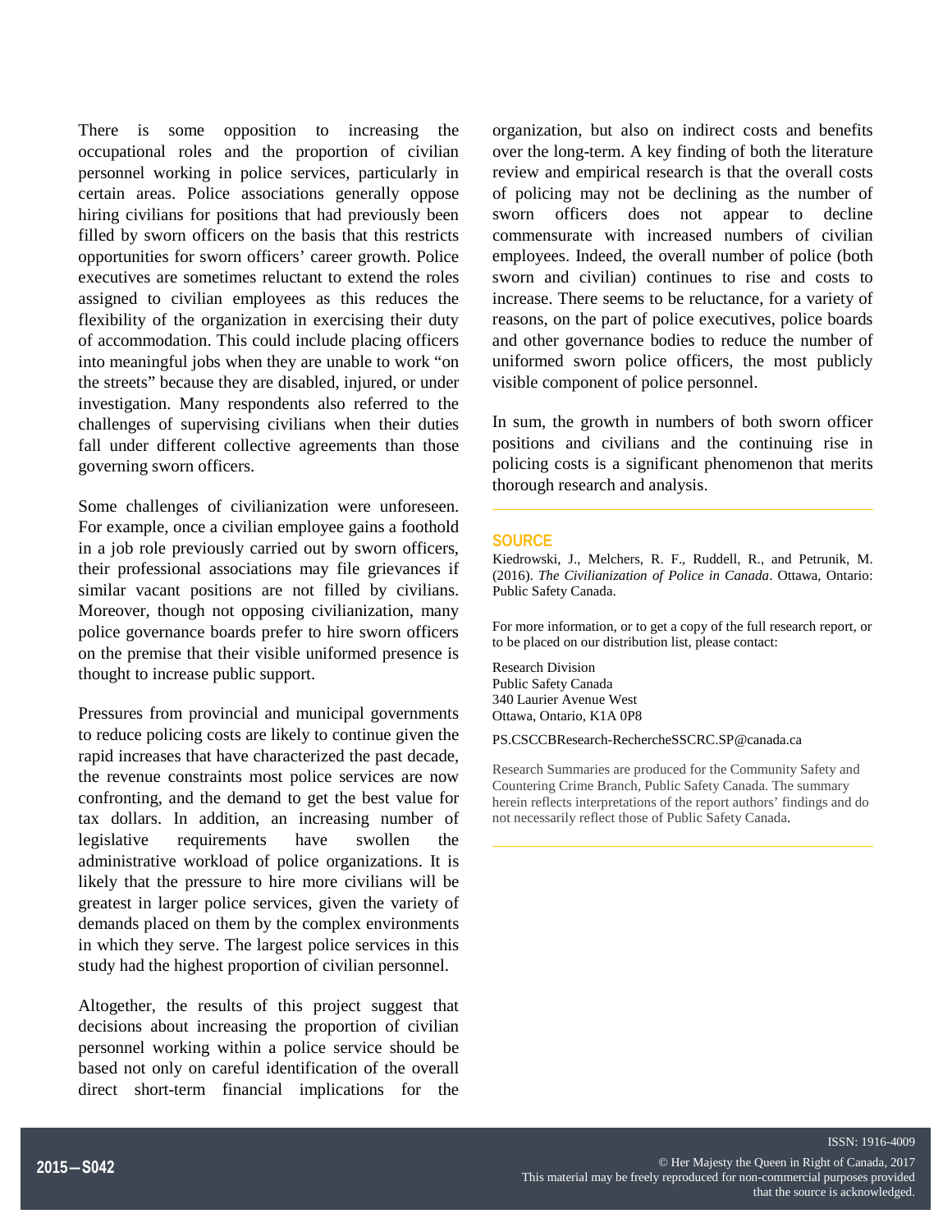There is some opposition to increasing the occupational roles and the proportion of civilian personnel working in police services, particularly in certain areas. Police associations generally oppose hiring civilians for positions that had previously been filled by sworn officers on the basis that this restricts opportunities for sworn officers' career growth. Police executives are sometimes reluctant to extend the roles assigned to civilian employees as this reduces the flexibility of the organization in exercising their duty of accommodation. This could include placing officers into meaningful jobs when they are unable to work "on the streets" because they are disabled, injured, or under investigation. Many respondents also referred to the challenges of supervising civilians when their duties fall under different collective agreements than those governing sworn officers.

Some challenges of civilianization were unforeseen. For example, once a civilian employee gains a foothold in a job role previously carried out by sworn officers, their professional associations may file grievances if similar vacant positions are not filled by civilians. Moreover, though not opposing civilianization, many police governance boards prefer to hire sworn officers on the premise that their visible uniformed presence is thought to increase public support.

Pressures from provincial and municipal governments to reduce policing costs are likely to continue given the rapid increases that have characterized the past decade, the revenue constraints most police services are now confronting, and the demand to get the best value for tax dollars. In addition, an increasing number of legislative requirements have swollen the administrative workload of police organizations. It is likely that the pressure to hire more civilians will be greatest in larger police services, given the variety of demands placed on them by the complex environments in which they serve. The largest police services in this study had the highest proportion of civilian personnel.

Altogether, the results of this project suggest that decisions about increasing the proportion of civilian personnel working within a police service should be based not only on careful identification of the overall direct short-term financial implications for the organization, but also on indirect costs and benefits over the long-term. A key finding of both the literature review and empirical research is that the overall costs of policing may not be declining as the number of sworn officers does not appear to decline commensurate with increased numbers of civilian employees. Indeed, the overall number of police (both sworn and civilian) continues to rise and costs to increase. There seems to be reluctance, for a variety of reasons, on the part of police executives, police boards and other governance bodies to reduce the number of uniformed sworn police officers, the most publicly visible component of police personnel.

In sum, the growth in numbers of both sworn officer positions and civilians and the continuing rise in policing costs is a significant phenomenon that merits thorough research and analysis.

## SOURCE

Kiedrowski, J., Melchers, R. F., Ruddell, R., and Petrunik, M. (2016). *The Civilianization of Police in Canada*. Ottawa, Ontario: Public Safety Canada.

For more information, or to get a copy of the full research report, or to be placed on our distribution list, please contact:

Research Division
Public Safety Canada
340 Laurier Avenue West
Ottawa, Ontario, K1A 0P8

PS.CSCCBResearch-RechercheSSCRC.SP@canada.ca

Research Summaries are produced for the Community Safety and Countering Crime Branch, Public Safety Canada. The summary herein reflects interpretations of the report authors' findings and do not necessarily reflect those of Public Safety Canada.

2015—S042

ISSN: 1916-4009

© Her Majesty the Queen in Right of Canada, 2017
This material may be freely reproduced for non-commercial purposes provided that the source is acknowledged.